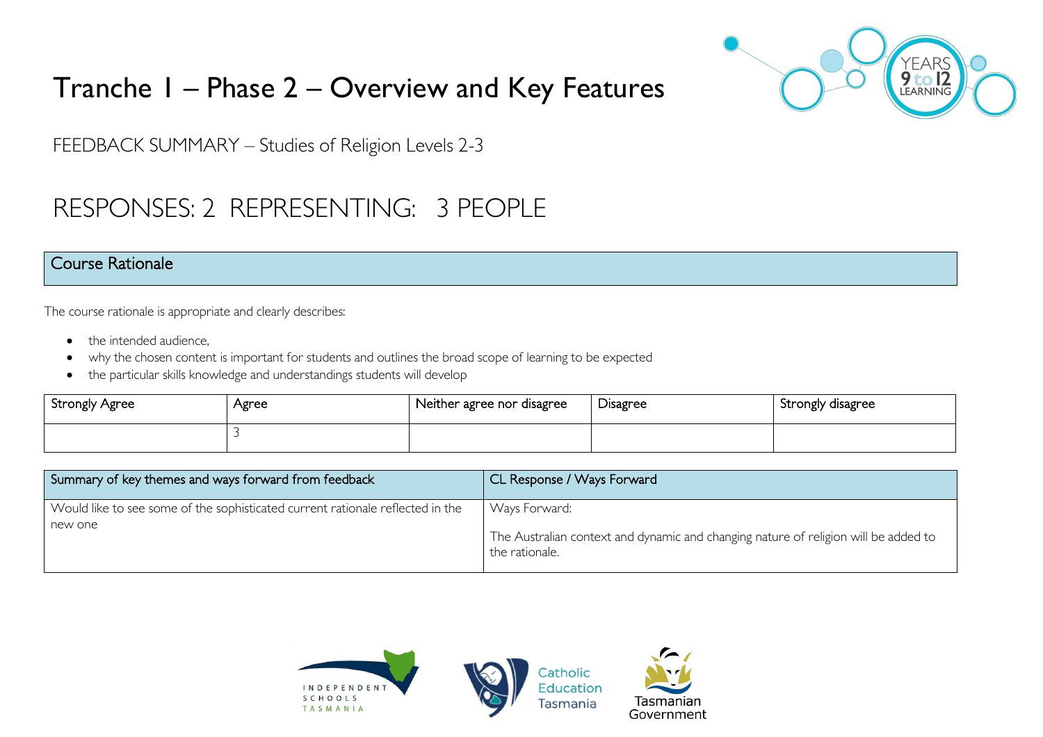# Tranche 1 – Phase 2 – Overview and Key Features

FEEDBACK SUMMARY – Studies of Religion Levels 2-3

## RESPONSES: 2 REPRESENTING: 3 PEOPLE

## Course Rationale

The course rationale is appropriate and clearly describes:

- the intended audience,
- why the chosen content is important for students and outlines the broad scope of learning to be expected
- the particular skills knowledge and understandings students will develop

| Strongly Agree | Agree | Neither agree nor disagree | Disagree | Strongly disagree |
|---|---|---|---|---|
| | 3 | | | |

| Summary of key themes and ways forward from feedback | CL Response / Ways Forward |
|---|---|
| Would like to see some of the sophisticated current rationale reflected in the new one | Ways Forward:<br><br>The Australian context and dynamic and changing nature of religion will be added to the rationale. |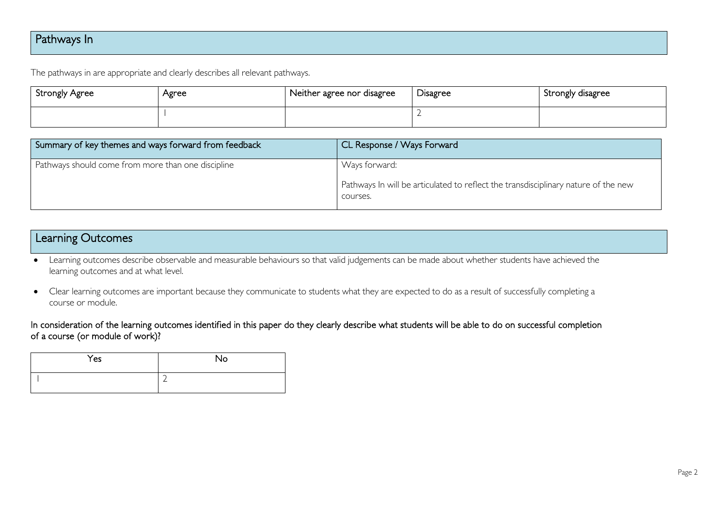## Pathways In

The pathways in are appropriate and clearly describes all relevant pathways.

| Strongly Agree | Agree | Neither agree nor disagree | Disagree | Strongly disagree |
|---|---|---|---|---|
| | 1 | | 2 | |

| Summary of key themes and ways forward from feedback | CL Response / Ways Forward |
|---|---|
| Pathways should come from more than one discipline | Ways forward:<br><br>Pathways In will be articulated to reflect the transdisciplinary nature of the new courses. |

## Learning Outcomes

- Learning outcomes describe observable and measurable behaviours so that valid judgements can be made about whether students have achieved the learning outcomes and at what level.
- Clear learning outcomes are important because they communicate to students what they are expected to do as a result of successfully completing a course or module.

In consideration of the learning outcomes identified in this paper do they clearly describe what students will be able to do on successful completion of a course (or module of work)?

| Yes | No |
|---|---|
| 1 | 2 |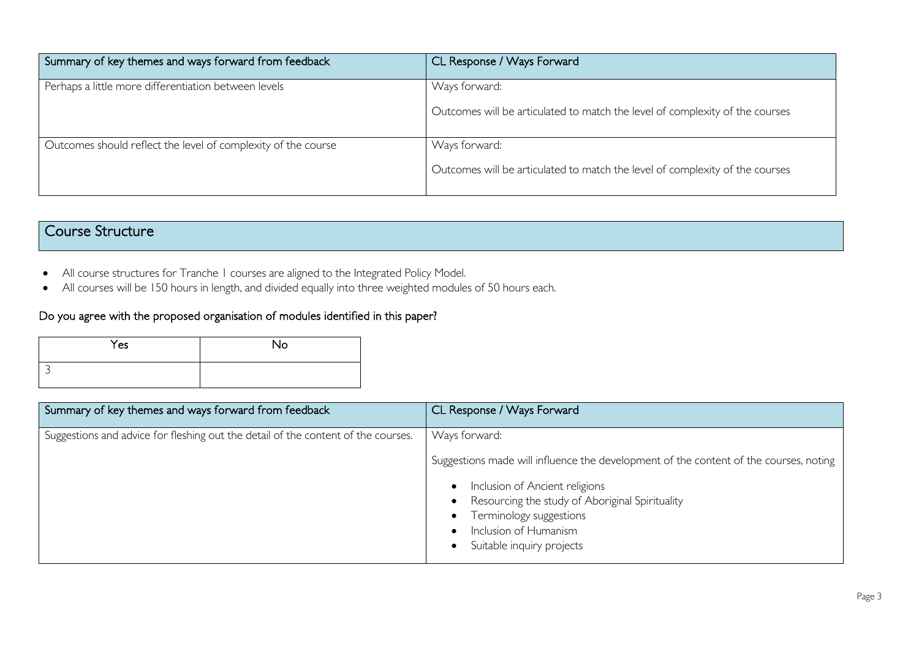| Summary of key themes and ways forward from feedback | CL Response / Ways Forward |
| --- | --- |
| Perhaps a little more differentiation between levels | Ways forward:<br><br>Outcomes will be articulated to match the level of complexity of the courses |
| Outcomes should reflect the level of complexity of the course | Ways forward:<br><br>Outcomes will be articulated to match the level of complexity of the courses |

## Course Structure

- All course structures for Tranche 1 courses are aligned to the Integrated Policy Model.
- All courses will be 150 hours in length, and divided equally into three weighted modules of 50 hours each.

### Do you agree with the proposed organisation of modules identified in this paper?

| Yes | No |
| --- | --- |
| 3 | |

| Summary of key themes and ways forward from feedback | CL Response / Ways Forward |
| --- | --- |
| Suggestions and advice for fleshing out the detail of the content of the courses. | Ways forward:<br><br>Suggestions made will influence the development of the content of the courses, noting<br><br>• Inclusion of Ancient religions<br>• Resourcing the study of Aboriginal Spirituality<br>• Terminology suggestions<br>• Inclusion of Humanism<br>• Suitable inquiry projects |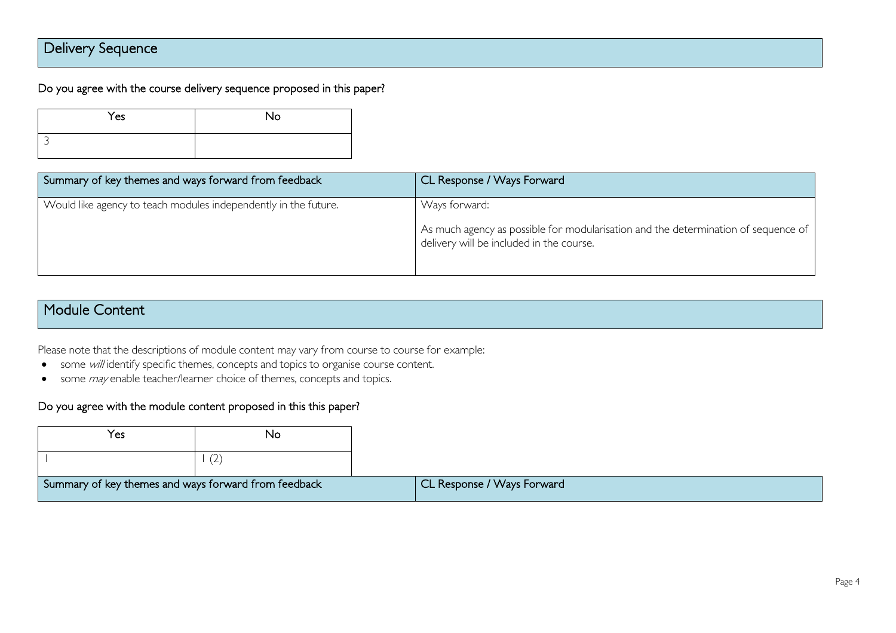## Delivery Sequence

Do you agree with the course delivery sequence proposed in this paper?

| Yes | No |
|---|---|
| 3 | |

| Summary of key themes and ways forward from feedback | CL Response / Ways Forward |
|---|---|
| Would like agency to teach modules independently in the future. | Ways forward:<br><br>As much agency as possible for modularisation and the determination of sequence of delivery will be included in the course. |

## Module Content

Please note that the descriptions of module content may vary from course to course for example:

- some *will* identify specific themes, concepts and topics to organise course content.
- some *may* enable teacher/learner choice of themes, concepts and topics.

Do you agree with the module content proposed in this this paper?

| Yes | No |
|---|---|
| 1 | 1 (2) |

| Summary of key themes and ways forward from feedback | CL Response / Ways Forward |
|---|---|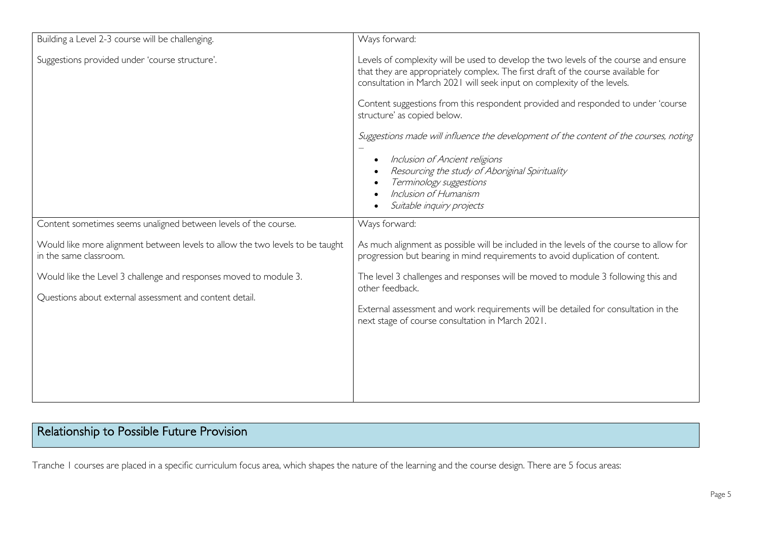| | |
|---|---|
| Building a Level 2-3 course will be challenging.<br><br>Suggestions provided under 'course structure'. | Ways forward:<br><br>Levels of complexity will be used to develop the two levels of the course and ensure that they are appropriately complex. The first draft of the course available for consultation in March 2021 will seek input on complexity of the levels.<br><br>Content suggestions from this respondent provided and responded to under 'course structure' as copied below.<br><br>*Suggestions made will influence the development of the content of the courses, noting –*<br>• *Inclusion of Ancient religions*<br>• *Resourcing the study of Aboriginal Spirituality*<br>• *Terminology suggestions*<br>• *Inclusion of Humanism*<br>• *Suitable inquiry projects* |
| Content sometimes seems unaligned between levels of the course.<br><br>Would like more alignment between levels to allow the two levels to be taught in the same classroom.<br><br>Would like the Level 3 challenge and responses moved to module 3.<br><br>Questions about external assessment and content detail. | Ways forward:<br><br>As much alignment as possible will be included in the levels of the course to allow for progression but bearing in mind requirements to avoid duplication of content.<br><br>The level 3 challenges and responses will be moved to module 3 following this and other feedback.<br><br>External assessment and work requirements will be detailed for consultation in the next stage of course consultation in March 2021. |

## Relationship to Possible Future Provision

Tranche 1 courses are placed in a specific curriculum focus area, which shapes the nature of the learning and the course design. There are 5 focus areas: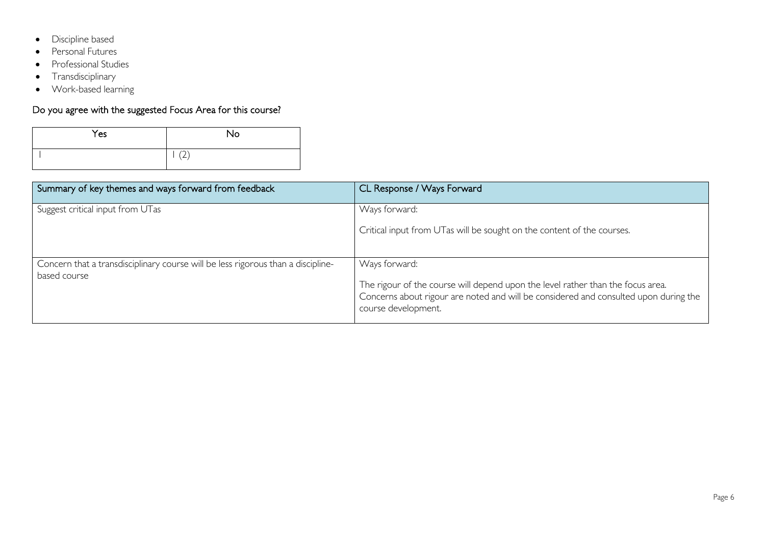- Discipline based
- Personal Futures
- Professional Studies
- Transdisciplinary
- Work-based learning

### Do you agree with the suggested Focus Area for this course?

| Yes | No |
|---|---|
| 1 | 1 (2) |

| Summary of key themes and ways forward from feedback | CL Response / Ways Forward |
|---|---|
| Suggest critical input from UTas | Ways forward:<br><br>Critical input from UTas will be sought on the content of the courses. |
| Concern that a transdisciplinary course will be less rigorous than a discipline-based course | Ways forward:<br><br>The rigour of the course will depend upon the level rather than the focus area. Concerns about rigour are noted and will be considered and consulted upon during the course development. |